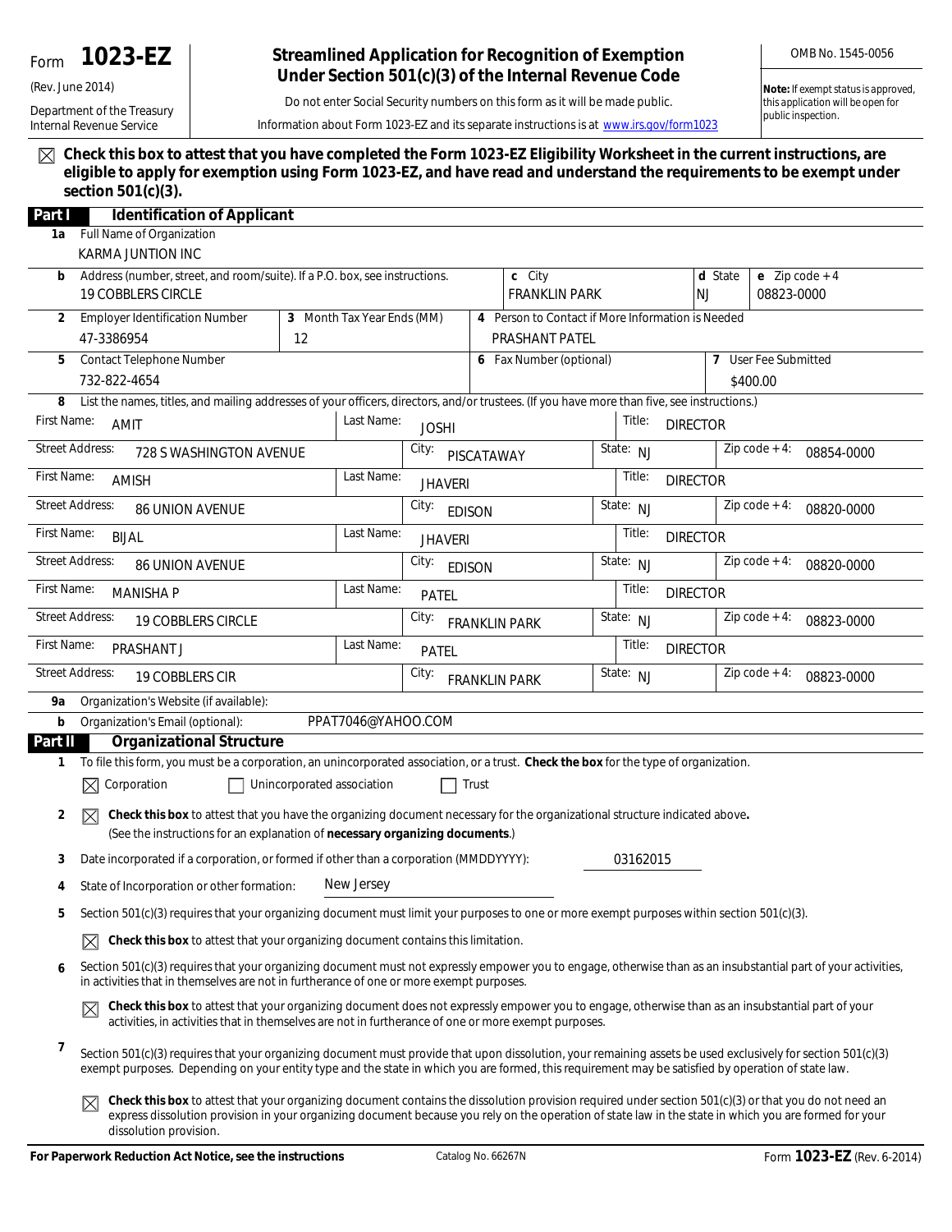Form **1023-EZ**

(Rev. June 2014)

Department of the Treasury
Internal Revenue Service

# Streamlined Application for Recognition of Exemption Under Section 501(c)(3) of the Internal Revenue Code

Do not enter Social Security numbers on this form as it will be made public.

Information about Form 1023-EZ and its separate instructions is at www.irs.gov/form1023

OMB No. 1545-0056

**Note:** If exempt status is approved, this application will be open for public inspection.

☒ **Check this box to attest that you have completed the Form 1023-EZ Eligibility Worksheet in the current instructions, are eligible to apply for exemption using Form 1023-EZ, and have read and understand the requirements to be exempt under section 501(c)(3).**

## Part I Identification of Applicant

**1a** Full Name of Organization
KARMA JUNTION INC

| **b** Address (number, street, and room/suite). If a P.O. box, see instructions. | **c** City | **d** State | **e** Zip code + 4 |
|---|---|---|---|
| 19 COBBLERS CIRCLE | FRANKLIN PARK | NJ | 08823-0000 |

| **2** Employer Identification Number | **3** Month Tax Year Ends (MM) | **4** Person to Contact if More Information is Needed |
|---|---|---|
| 47-3386954 | 12 | PRASHANT PATEL |

| **5** Contact Telephone Number | **6** Fax Number (optional) | **7** User Fee Submitted |
|---|---|---|
| 732-822-4654 | | $400.00 |

**8** List the names, titles, and mailing addresses of your officers, directors, and/or trustees. (If you have more than five, see instructions.)

| First Name / Street Address | Last Name / City | Title / State | Zip code + 4 |
|---|---|---|---|
| First Name: AMIT | Last Name: JOSHI | Title: DIRECTOR | |
| Street Address: 728 S WASHINGTON AVENUE | City: PISCATAWAY | State: NJ | Zip code + 4: 08854-0000 |
| First Name: AMISH | Last Name: JHAVERI | Title: DIRECTOR | |
| Street Address: 86 UNION AVENUE | City: EDISON | State: NJ | Zip code + 4: 08820-0000 |
| First Name: BIJAL | Last Name: JHAVERI | Title: DIRECTOR | |
| Street Address: 86 UNION AVENUE | City: EDISON | State: NJ | Zip code + 4: 08820-0000 |
| First Name: MANISHA P | Last Name: PATEL | Title: DIRECTOR | |
| Street Address: 19 COBBLERS CIRCLE | City: FRANKLIN PARK | State: NJ | Zip code + 4: 08823-0000 |
| First Name: PRASHANT J | Last Name: PATEL | Title: DIRECTOR | |
| Street Address: 19 COBBLERS CIR | City: FRANKLIN PARK | State: NJ | Zip code + 4: 08823-0000 |

**9a** Organization's Website (if available):

**b** Organization's Email (optional): PPAT7046@YAHOO.COM

## Part II Organizational Structure

**1** To file this form, you must be a corporation, an unincorporated association, or a trust. **Check the box** for the type of organization.

☒ Corporation ☐ Unincorporated association ☐ Trust

**2** ☒ **Check this box** to attest that you have the organizing document necessary for the organizational structure indicated above. (See the instructions for an explanation of **necessary organizing documents**.)

**3** Date incorporated if a corporation, or formed if other than a corporation (MMDDYYYY): 03162015

**4** State of Incorporation or other formation: New Jersey

**5** Section 501(c)(3) requires that your organizing document must limit your purposes to one or more exempt purposes within section 501(c)(3).

☒ **Check this box** to attest that your organizing document contains this limitation.

**6** Section 501(c)(3) requires that your organizing document must not expressly empower you to engage, otherwise than as an insubstantial part of your activities, in activities that in themselves are not in furtherance of one or more exempt purposes.

☒ **Check this box** to attest that your organizing document does not expressly empower you to engage, otherwise than as an insubstantial part of your activities, in activities that in themselves are not in furtherance of one or more exempt purposes.

**7** Section 501(c)(3) requires that your organizing document must provide that upon dissolution, your remaining assets be used exclusively for section 501(c)(3) exempt purposes. Depending on your entity type and the state in which you are formed, this requirement may be satisfied by operation of state law.

☒ **Check this box** to attest that your organizing document contains the dissolution provision required under section 501(c)(3) or that you do not need an express dissolution provision in your organizing document because you rely on the operation of state law in the state in which you are formed for your dissolution provision.

**For Paperwork Reduction Act Notice, see the instructions** Catalog No. 66267N Form **1023-EZ** (Rev. 6-2014)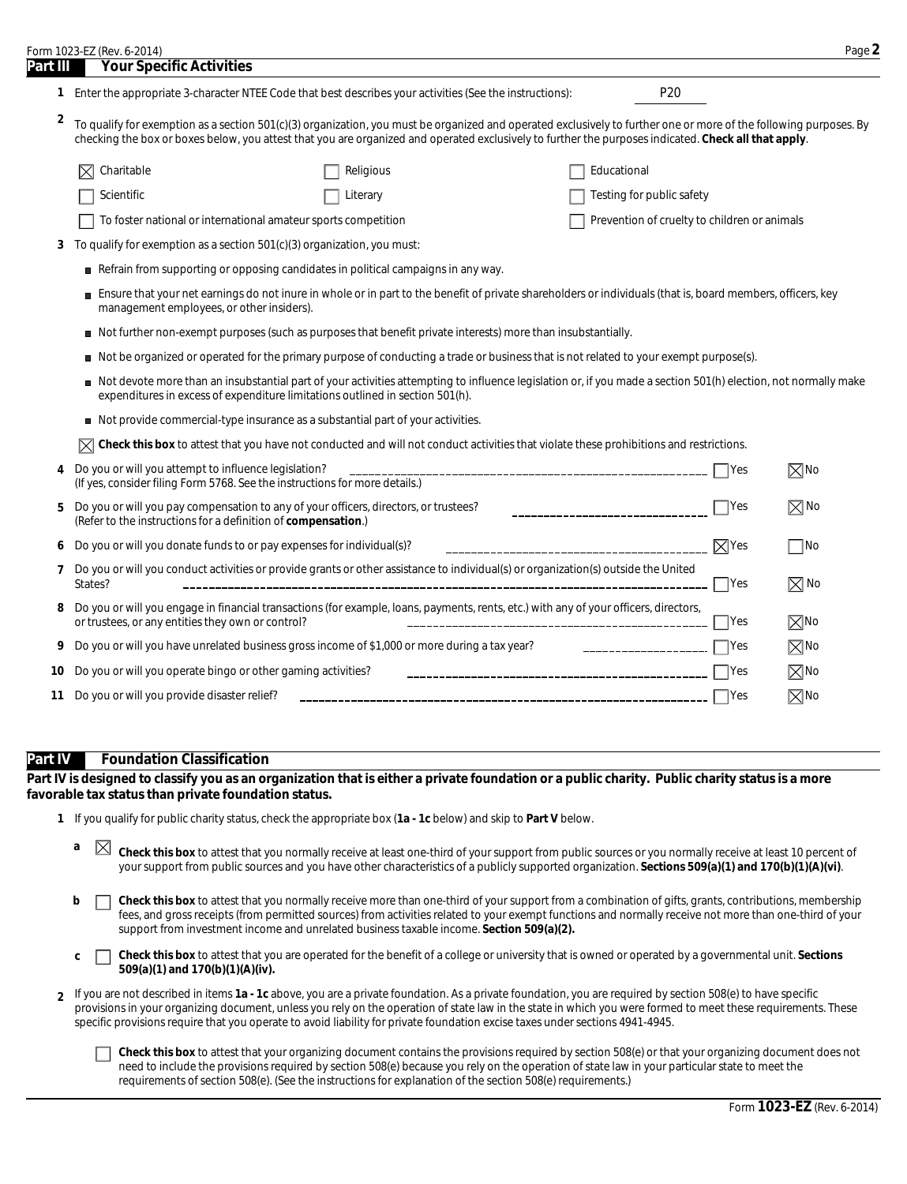## Part III Your Specific Activities

**1** Enter the appropriate 3-character NTEE Code that best describes your activities (See the instructions): P20

**2** To qualify for exemption as a section 501(c)(3) organization, you must be organized and operated exclusively to further one or more of the following purposes. By checking the box or boxes below, you attest that you are organized and operated exclusively to further the purposes indicated. **Check all that apply**.

- ☒ Charitable
- ☐ Religious
- ☐ Educational
- ☐ Scientific
- ☐ Literary
- ☐ Testing for public safety
- ☐ To foster national or international amateur sports competition
- ☐ Prevention of cruelty to children or animals

**3** To qualify for exemption as a section 501(c)(3) organization, you must:

- Refrain from supporting or opposing candidates in political campaigns in any way.
- Ensure that your net earnings do not inure in whole or in part to the benefit of private shareholders or individuals (that is, board members, officers, key management employees, or other insiders).
- Not further non-exempt purposes (such as purposes that benefit private interests) more than insubstantially.
- Not be organized or operated for the primary purpose of conducting a trade or business that is not related to your exempt purpose(s).
- Not devote more than an insubstantial part of your activities attempting to influence legislation or, if you made a section 501(h) election, not normally make expenditures in excess of expenditure limitations outlined in section 501(h).
- Not provide commercial-type insurance as a substantial part of your activities.

☒ **Check this box** to attest that you have not conducted and will not conduct activities that violate these prohibitions and restrictions.

| | Question | Yes | No |
|---|---|---|---|
| 4 | Do you or will you attempt to influence legislation? (If yes, consider filing Form 5768. See the instructions for more details.) | ☐ | ☒ |
| 5 | Do you or will you pay compensation to any of your officers, directors, or trustees? (Refer to the instructions for a definition of **compensation**.) | ☐ | ☒ |
| 6 | Do you or will you donate funds to or pay expenses for individual(s)? | ☒ | ☐ |
| 7 | Do you or will you conduct activities or provide grants or other assistance to individual(s) or organization(s) outside the United States? | ☐ | ☒ |
| 8 | Do you or will you engage in financial transactions (for example, loans, payments, rents, etc.) with any of your officers, directors, or trustees, or any entities they own or control? | ☐ | ☒ |
| 9 | Do you or will you have unrelated business gross income of $1,000 or more during a tax year? | ☐ | ☒ |
| 10 | Do you or will you operate bingo or other gaming activities? | ☐ | ☒ |
| 11 | Do you or will you provide disaster relief? | ☐ | ☒ |

## Part IV Foundation Classification

**Part IV is designed to classify you as an organization that is either a private foundation or a public charity. Public charity status is a more favorable tax status than private foundation status.**

**1** If you qualify for public charity status, check the appropriate box (**1a - 1c** below) and skip to **Part V** below.

**a** ☒ **Check this box** to attest that you normally receive at least one-third of your support from public sources or you normally receive at least 10 percent of your support from public sources and you have other characteristics of a publicly supported organization. **Sections 509(a)(1) and 170(b)(1)(A)(vi)**.

**b** ☐ **Check this box** to attest that you normally receive more than one-third of your support from a combination of gifts, grants, contributions, membership fees, and gross receipts (from permitted sources) from activities related to your exempt functions and normally receive not more than one-third of your support from investment income and unrelated business taxable income. **Section 509(a)(2).**

**c** ☐ **Check this box** to attest that you are operated for the benefit of a college or university that is owned or operated by a governmental unit. **Sections 509(a)(1) and 170(b)(1)(A)(iv).**

**2** If you are not described in items **1a - 1c** above, you are a private foundation. As a private foundation, you are required by section 508(e) to have specific provisions in your organizing document, unless you rely on the operation of state law in the state in which you were formed to meet these requirements. These specific provisions require that you operate to avoid liability for private foundation excise taxes under sections 4941-4945.

☐ **Check this box** to attest that your organizing document contains the provisions required by section 508(e) or that your organizing document does not need to include the provisions required by section 508(e) because you rely on the operation of state law in your particular state to meet the requirements of section 508(e). (See the instructions for explanation of the section 508(e) requirements.)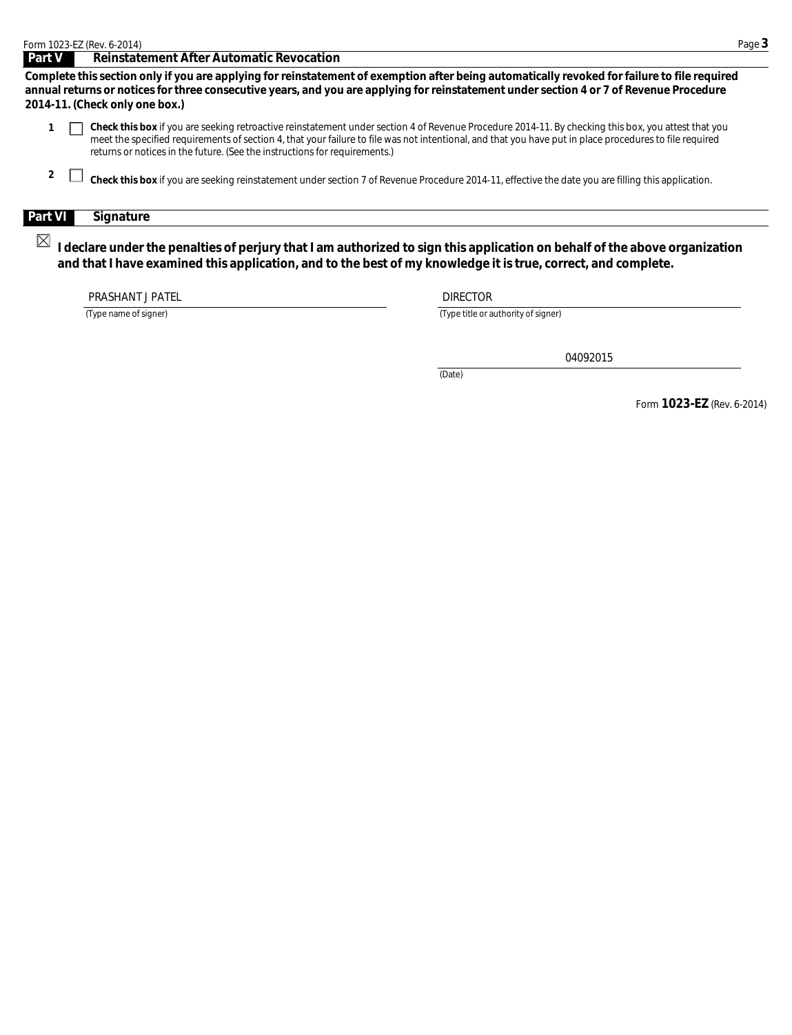## Part V Reinstatement After Automatic Revocation

**Complete this section only if you are applying for reinstatement of exemption after being automatically revoked for failure to file required annual returns or notices for three consecutive years, and you are applying for reinstatement under section 4 or 7 of Revenue Procedure 2014-11. (Check only one box.)**

**1** ☐ **Check this box** if you are seeking retroactive reinstatement under section 4 of Revenue Procedure 2014-11. By checking this box, you attest that you meet the specified requirements of section 4, that your failure to file was not intentional, and that you have put in place procedures to file required returns or notices in the future. (See the instructions for requirements.)

**2** ☐ **Check this box** if you are seeking reinstatement under section 7 of Revenue Procedure 2014-11, effective the date you are filling this application.

## Part VI Signature

☒ **I declare under the penalties of perjury that I am authorized to sign this application on behalf of the above organization and that I have examined this application, and to the best of my knowledge it is true, correct, and complete.**

| | |
|---|---|
| PRASHANT J PATEL | DIRECTOR |
| (Type name of signer) | (Type title or authority of signer) |
| | 04092015 |
| | (Date) |

Form **1023-EZ** (Rev. 6-2014)